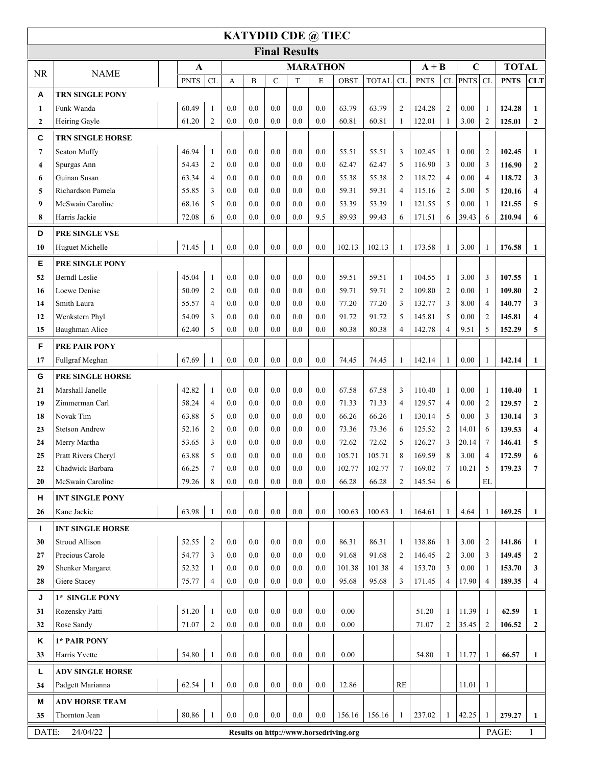# KATYDID CDE @ TIEC

## Final Results

| NR | NAME | A | | MARATHON | | | | | | | | A + B | | C | | TOTAL | |
|---|---|---|---|---|---|---|---|---|---|---|---|---|---|---|---|---|---|
| | | PNTS | CL | A | B | C | T | E | OBST | TOTAL | CL | PNTS | CL | PNTS | CL | PNTS | CLT |
| **A** | **TRN SINGLE PONY** | | | | | | | | | | | | | | | | |
| 1 | Funk Wanda | 60.49 | 1 | 0.0 | 0.0 | 0.0 | 0.0 | 0.0 | 63.79 | 63.79 | 2 | 124.28 | 2 | 0.00 | 1 | **124.28** | **1** |
| 2 | Heiring Gayle | 61.20 | 2 | 0.0 | 0.0 | 0.0 | 0.0 | 0.0 | 60.81 | 60.81 | 1 | 122.01 | 1 | 3.00 | 2 | **125.01** | **2** |
| **C** | **TRN SINGLE HORSE** | | | | | | | | | | | | | | | | |
| 7 | Seaton Muffy | 46.94 | 1 | 0.0 | 0.0 | 0.0 | 0.0 | 0.0 | 55.51 | 55.51 | 3 | 102.45 | 1 | 0.00 | 2 | **102.45** | **1** |
| 4 | Spurgas Ann | 54.43 | 2 | 0.0 | 0.0 | 0.0 | 0.0 | 0.0 | 62.47 | 62.47 | 5 | 116.90 | 3 | 0.00 | 3 | **116.90** | **2** |
| 6 | Guinan Susan | 63.34 | 4 | 0.0 | 0.0 | 0.0 | 0.0 | 0.0 | 55.38 | 55.38 | 2 | 118.72 | 4 | 0.00 | 4 | **118.72** | **3** |
| 5 | Richardson Pamela | 55.85 | 3 | 0.0 | 0.0 | 0.0 | 0.0 | 0.0 | 59.31 | 59.31 | 4 | 115.16 | 2 | 5.00 | 5 | **120.16** | **4** |
| 9 | McSwain Caroline | 68.16 | 5 | 0.0 | 0.0 | 0.0 | 0.0 | 0.0 | 53.39 | 53.39 | 1 | 121.55 | 5 | 0.00 | 1 | **121.55** | **5** |
| 8 | Harris Jackie | 72.08 | 6 | 0.0 | 0.0 | 0.0 | 0.0 | 9.5 | 89.93 | 99.43 | 6 | 171.51 | 6 | 39.43 | 6 | **210.94** | **6** |
| **D** | **PRE SINGLE VSE** | | | | | | | | | | | | | | | | |
| 10 | Huguet Michelle | 71.45 | 1 | 0.0 | 0.0 | 0.0 | 0.0 | 0.0 | 102.13 | 102.13 | 1 | 173.58 | 1 | 3.00 | 1 | **176.58** | **1** |
| **E** | **PRE SINGLE PONY** | | | | | | | | | | | | | | | | |
| 52 | Berndl Leslie | 45.04 | 1 | 0.0 | 0.0 | 0.0 | 0.0 | 0.0 | 59.51 | 59.51 | 1 | 104.55 | 1 | 3.00 | 3 | **107.55** | **1** |
| 16 | Loewe Denise | 50.09 | 2 | 0.0 | 0.0 | 0.0 | 0.0 | 0.0 | 59.71 | 59.71 | 2 | 109.80 | 2 | 0.00 | 1 | **109.80** | **2** |
| 14 | Smith Laura | 55.57 | 4 | 0.0 | 0.0 | 0.0 | 0.0 | 0.0 | 77.20 | 77.20 | 3 | 132.77 | 3 | 8.00 | 4 | **140.77** | **3** |
| 12 | Wenkstern Phyl | 54.09 | 3 | 0.0 | 0.0 | 0.0 | 0.0 | 0.0 | 91.72 | 91.72 | 5 | 145.81 | 5 | 0.00 | 2 | **145.81** | **4** |
| 15 | Baughman Alice | 62.40 | 5 | 0.0 | 0.0 | 0.0 | 0.0 | 0.0 | 80.38 | 80.38 | 4 | 142.78 | 4 | 9.51 | 5 | **152.29** | **5** |
| **F** | **PRE PAIR PONY** | | | | | | | | | | | | | | | | |
| 17 | Fullgraf Meghan | 67.69 | 1 | 0.0 | 0.0 | 0.0 | 0.0 | 0.0 | 74.45 | 74.45 | 1 | 142.14 | 1 | 0.00 | 1 | **142.14** | **1** |
| **G** | **PRE SINGLE HORSE** | | | | | | | | | | | | | | | | |
| 21 | Marshall Janelle | 42.82 | 1 | 0.0 | 0.0 | 0.0 | 0.0 | 0.0 | 67.58 | 67.58 | 3 | 110.40 | 1 | 0.00 | 1 | **110.40** | **1** |
| 19 | Zimmerman Carl | 58.24 | 4 | 0.0 | 0.0 | 0.0 | 0.0 | 0.0 | 71.33 | 71.33 | 4 | 129.57 | 4 | 0.00 | 2 | **129.57** | **2** |
| 18 | Novak Tim | 63.88 | 5 | 0.0 | 0.0 | 0.0 | 0.0 | 0.0 | 66.26 | 66.26 | 1 | 130.14 | 5 | 0.00 | 3 | **130.14** | **3** |
| 23 | Stetson Andrew | 52.16 | 2 | 0.0 | 0.0 | 0.0 | 0.0 | 0.0 | 73.36 | 73.36 | 6 | 125.52 | 2 | 14.01 | 6 | **139.53** | **4** |
| 24 | Merry Martha | 53.65 | 3 | 0.0 | 0.0 | 0.0 | 0.0 | 0.0 | 72.62 | 72.62 | 5 | 126.27 | 3 | 20.14 | 7 | **146.41** | **5** |
| 25 | Pratt Rivers Cheryl | 63.88 | 5 | 0.0 | 0.0 | 0.0 | 0.0 | 0.0 | 105.71 | 105.71 | 8 | 169.59 | 8 | 3.00 | 4 | **172.59** | **6** |
| 22 | Chadwick Barbara | 66.25 | 7 | 0.0 | 0.0 | 0.0 | 0.0 | 0.0 | 102.77 | 102.77 | 7 | 169.02 | 7 | 10.21 | 5 | **179.23** | **7** |
| 20 | McSwain Caroline | 79.26 | 8 | 0.0 | 0.0 | 0.0 | 0.0 | 0.0 | 66.28 | 66.28 | 2 | 145.54 | 6 | | EL | | |
| **H** | **INT SINGLE PONY** | | | | | | | | | | | | | | | | |
| 26 | Kane Jackie | 63.98 | 1 | 0.0 | 0.0 | 0.0 | 0.0 | 0.0 | 100.63 | 100.63 | 1 | 164.61 | 1 | 4.64 | 1 | **169.25** | **1** |
| **I** | **INT SINGLE HORSE** | | | | | | | | | | | | | | | | |
| 30 | Stroud Allison | 52.55 | 2 | 0.0 | 0.0 | 0.0 | 0.0 | 0.0 | 86.31 | 86.31 | 1 | 138.86 | 1 | 3.00 | 2 | **141.86** | **1** |
| 27 | Precious Carole | 54.77 | 3 | 0.0 | 0.0 | 0.0 | 0.0 | 0.0 | 91.68 | 91.68 | 2 | 146.45 | 2 | 3.00 | 3 | **149.45** | **2** |
| 29 | Shenker Margaret | 52.32 | 1 | 0.0 | 0.0 | 0.0 | 0.0 | 0.0 | 101.38 | 101.38 | 4 | 153.70 | 3 | 0.00 | 1 | **153.70** | **3** |
| 28 | Giere Stacey | 75.77 | 4 | 0.0 | 0.0 | 0.0 | 0.0 | 0.0 | 95.68 | 95.68 | 3 | 171.45 | 4 | 17.90 | 4 | **189.35** | **4** |
| **J** | **1* SINGLE PONY** | | | | | | | | | | | | | | | | |
| 31 | Rozensky Patti | 51.20 | 1 | 0.0 | 0.0 | 0.0 | 0.0 | 0.0 | 0.00 | | | 51.20 | 1 | 11.39 | 1 | **62.59** | **1** |
| 32 | Rose Sandy | 71.07 | 2 | 0.0 | 0.0 | 0.0 | 0.0 | 0.0 | 0.00 | | | 71.07 | 2 | 35.45 | 2 | **106.52** | **2** |
| **K** | **1* PAIR PONY** | | | | | | | | | | | | | | | | |
| 33 | Harris Yvette | 54.80 | 1 | 0.0 | 0.0 | 0.0 | 0.0 | 0.0 | 0.00 | | | 54.80 | 1 | 11.77 | 1 | **66.57** | **1** |
| **L** | **ADV SINGLE HORSE** | | | | | | | | | | | | | | | | |
| 34 | Padgett Marianna | 62.54 | 1 | 0.0 | 0.0 | 0.0 | 0.0 | 0.0 | 12.86 | | RE | | | 11.01 | 1 | | |
| **M** | **ADV HORSE TEAM** | | | | | | | | | | | | | | | | |
| 35 | Thornton Jean | 80.86 | 1 | 0.0 | 0.0 | 0.0 | 0.0 | 0.0 | 156.16 | 156.16 | 1 | 237.02 | 1 | 42.25 | 1 | **279.27** | **1** |

DATE: 24/04/22

**Results on http://www.horsedriving.org**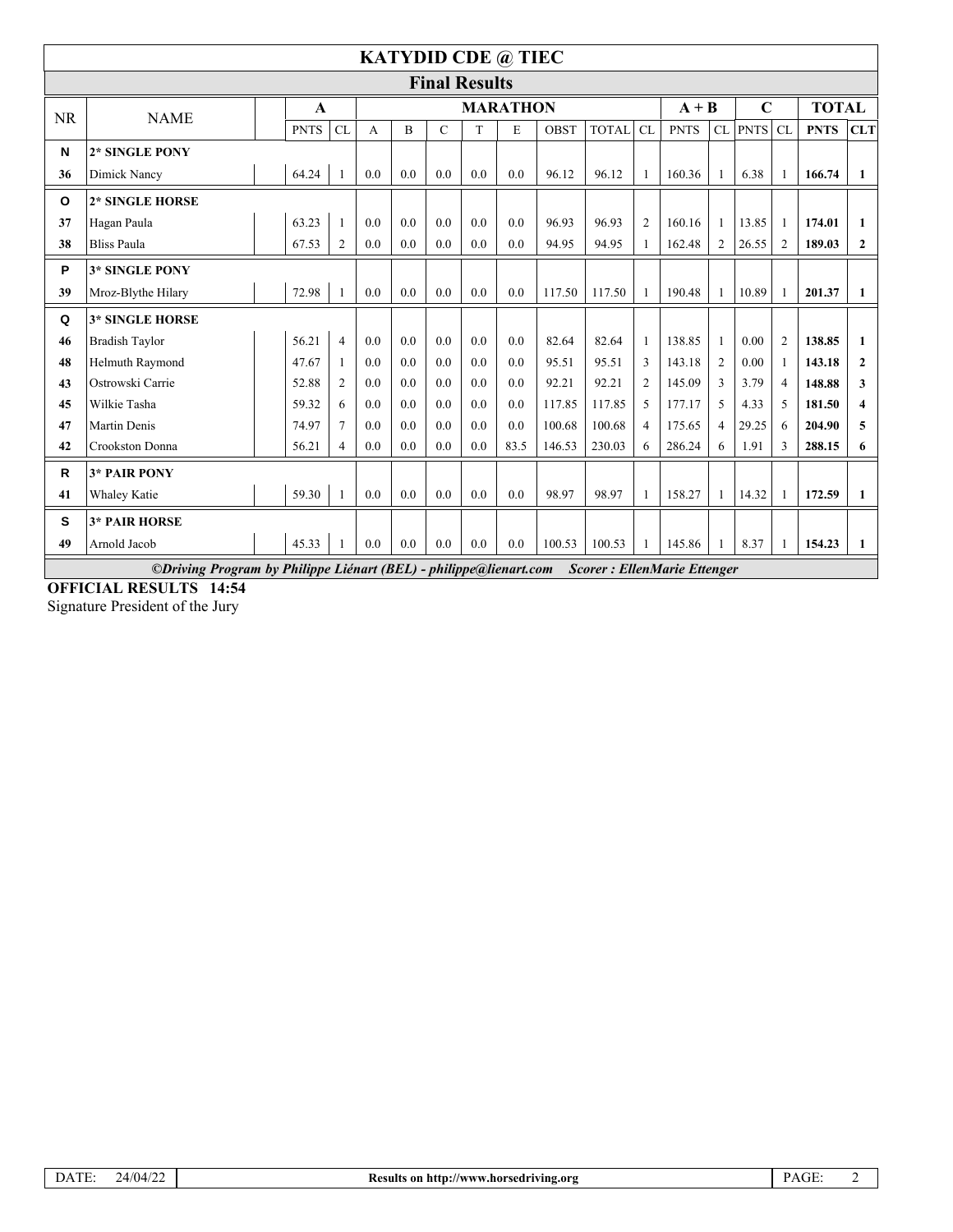# KATYDID CDE @ TIEC

## Final Results

| NR | NAME | | A | | MARATHON | | | | | | | | A + B | | C | | TOTAL | |
|---|---|---|---|---|---|---|---|---|---|---|---|---|---|---|---|---|---|---|
| | | | PNTS | CL | A | B | C | T | E | OBST | TOTAL | CL | PNTS | CL | PNTS | CL | PNTS | CLT |
| N | **2* SINGLE PONY** | | | | | | | | | | | | | | | | | |
| 36 | Dimick Nancy | | 64.24 | 1 | 0.0 | 0.0 | 0.0 | 0.0 | 0.0 | 96.12 | 96.12 | 1 | 160.36 | 1 | 6.38 | 1 | **166.74** | **1** |
| O | **2* SINGLE HORSE** | | | | | | | | | | | | | | | | | |
| 37 | Hagan Paula | | 63.23 | 1 | 0.0 | 0.0 | 0.0 | 0.0 | 0.0 | 96.93 | 96.93 | 2 | 160.16 | 1 | 13.85 | 1 | **174.01** | **1** |
| 38 | Bliss Paula | | 67.53 | 2 | 0.0 | 0.0 | 0.0 | 0.0 | 0.0 | 94.95 | 94.95 | 1 | 162.48 | 2 | 26.55 | 2 | **189.03** | **2** |
| P | **3* SINGLE PONY** | | | | | | | | | | | | | | | | | |
| 39 | Mroz-Blythe Hilary | | 72.98 | 1 | 0.0 | 0.0 | 0.0 | 0.0 | 0.0 | 117.50 | 117.50 | 1 | 190.48 | 1 | 10.89 | 1 | **201.37** | **1** |
| Q | **3* SINGLE HORSE** | | | | | | | | | | | | | | | | | |
| 46 | Bradish Taylor | | 56.21 | 4 | 0.0 | 0.0 | 0.0 | 0.0 | 0.0 | 82.64 | 82.64 | 1 | 138.85 | 1 | 0.00 | 2 | **138.85** | **1** |
| 48 | Helmuth Raymond | | 47.67 | 1 | 0.0 | 0.0 | 0.0 | 0.0 | 0.0 | 95.51 | 95.51 | 3 | 143.18 | 2 | 0.00 | 1 | **143.18** | **2** |
| 43 | Ostrowski Carrie | | 52.88 | 2 | 0.0 | 0.0 | 0.0 | 0.0 | 0.0 | 92.21 | 92.21 | 2 | 145.09 | 3 | 3.79 | 4 | **148.88** | **3** |
| 45 | Wilkie Tasha | | 59.32 | 6 | 0.0 | 0.0 | 0.0 | 0.0 | 0.0 | 117.85 | 117.85 | 5 | 177.17 | 5 | 4.33 | 5 | **181.50** | **4** |
| 47 | Martin Denis | | 74.97 | 7 | 0.0 | 0.0 | 0.0 | 0.0 | 0.0 | 100.68 | 100.68 | 4 | 175.65 | 4 | 29.25 | 6 | **204.90** | **5** |
| 42 | Crookston Donna | | 56.21 | 4 | 0.0 | 0.0 | 0.0 | 0.0 | 83.5 | 146.53 | 230.03 | 6 | 286.24 | 6 | 1.91 | 3 | **288.15** | **6** |
| R | **3* PAIR PONY** | | | | | | | | | | | | | | | | | |
| 41 | Whaley Katie | | 59.30 | 1 | 0.0 | 0.0 | 0.0 | 0.0 | 0.0 | 98.97 | 98.97 | 1 | 158.27 | 1 | 14.32 | 1 | **172.59** | **1** |
| S | **3* PAIR HORSE** | | | | | | | | | | | | | | | | | |
| 49 | Arnold Jacob | | 45.33 | 1 | 0.0 | 0.0 | 0.0 | 0.0 | 0.0 | 100.53 | 100.53 | 1 | 145.86 | 1 | 8.37 | 1 | **154.23** | **1** |

***©Driving Program by Philippe Liénart (BEL) - philippe@lienart.com Scorer : EllenMarie Ettenger***

**OFFICIAL RESULTS 14:54**

Signature President of the Jury

DATE: 24/04/22 **Results on http://www.horsedriving.org**